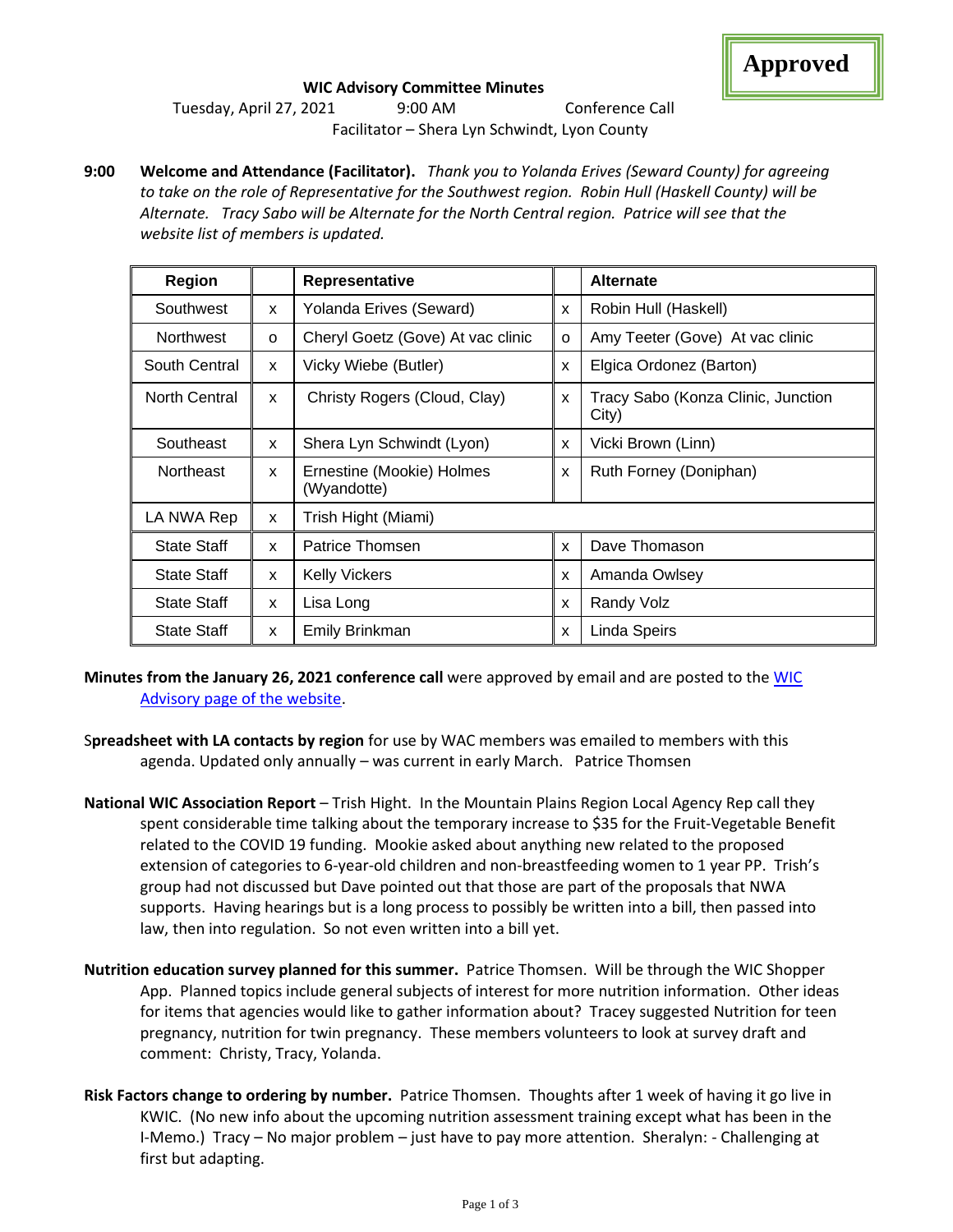**Approved**

**WIC Advisory Committee Minutes**

Tuesday, April 27, 2021 9:00 AM Conference Call

Facilitator – Shera Lyn Schwindt, Lyon County

**9:00 Welcome and Attendance (Facilitator).** *Thank you to Yolanda Erives (Seward County) for agreeing to take on the role of Representative for the Southwest region. Robin Hull (Haskell County) will be Alternate. Tracy Sabo will be Alternate for the North Central region. Patrice will see that the website list of members is updated.*

| Region | | Representative | | Alternate |
|---|---|---|---|---|
| Southwest | x | Yolanda Erives (Seward) | x | Robin Hull (Haskell) |
| Northwest | o | Cheryl Goetz (Gove) At vac clinic | o | Amy Teeter (Gove) At vac clinic |
| South Central | x | Vicky Wiebe (Butler) | x | Elgica Ordonez (Barton) |
| North Central | x | Christy Rogers (Cloud, Clay) | x | Tracy Sabo (Konza Clinic, Junction City) |
| Southeast | x | Shera Lyn Schwindt (Lyon) | x | Vicki Brown (Linn) |
| Northeast | x | Ernestine (Mookie) Holmes (Wyandotte) | x | Ruth Forney (Doniphan) |
| LA NWA Rep | x | Trish Hight (Miami) | | |
| State Staff | x | Patrice Thomsen | x | Dave Thomason |
| State Staff | x | Kelly Vickers | x | Amanda Owlsey |
| State Staff | x | Lisa Long | x | Randy Volz |
| State Staff | x | Emily Brinkman | x | Linda Speirs |

**Minutes from the January 26, 2021 conference call** were approved by email and are posted to the WIC Advisory page of the website.

S**preadsheet with LA contacts by region** for use by WAC members was emailed to members with this agenda. Updated only annually – was current in early March. Patrice Thomsen

**National WIC Association Report** – Trish Hight. In the Mountain Plains Region Local Agency Rep call they spent considerable time talking about the temporary increase to $35 for the Fruit-Vegetable Benefit related to the COVID 19 funding. Mookie asked about anything new related to the proposed extension of categories to 6-year-old children and non-breastfeeding women to 1 year PP. Trish's group had not discussed but Dave pointed out that those are part of the proposals that NWA supports. Having hearings but is a long process to possibly be written into a bill, then passed into law, then into regulation. So not even written into a bill yet.

**Nutrition education survey planned for this summer.** Patrice Thomsen. Will be through the WIC Shopper App. Planned topics include general subjects of interest for more nutrition information. Other ideas for items that agencies would like to gather information about? Tracey suggested Nutrition for teen pregnancy, nutrition for twin pregnancy. These members volunteers to look at survey draft and comment: Christy, Tracy, Yolanda.

**Risk Factors change to ordering by number.** Patrice Thomsen. Thoughts after 1 week of having it go live in KWIC. (No new info about the upcoming nutrition assessment training except what has been in the I-Memo.) Tracy – No major problem – just have to pay more attention. Sheralyn: - Challenging at first but adapting.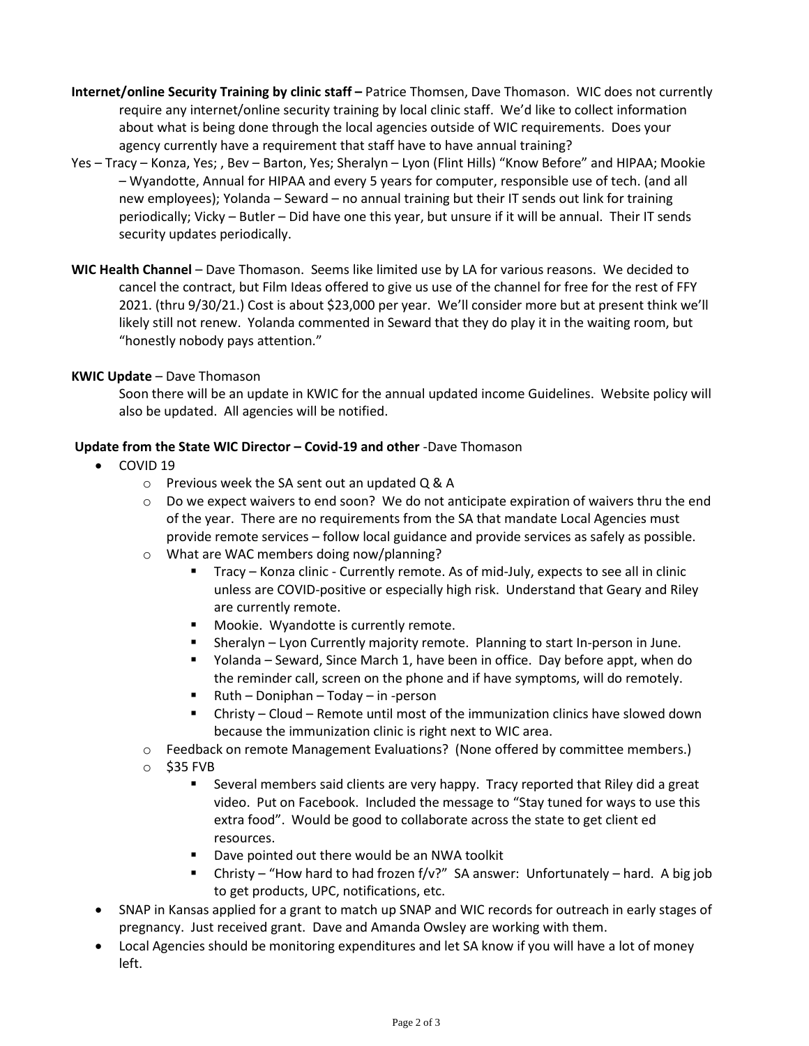**Internet/online Security Training by clinic staff –** Patrice Thomsen, Dave Thomason. WIC does not currently require any internet/online security training by local clinic staff. We'd like to collect information about what is being done through the local agencies outside of WIC requirements. Does your agency currently have a requirement that staff have to have annual training?

Yes – Tracy – Konza, Yes; , Bev – Barton, Yes; Sheralyn – Lyon (Flint Hills) "Know Before" and HIPAA; Mookie – Wyandotte, Annual for HIPAA and every 5 years for computer, responsible use of tech. (and all new employees); Yolanda – Seward – no annual training but their IT sends out link for training periodically; Vicky – Butler – Did have one this year, but unsure if it will be annual. Their IT sends security updates periodically.

**WIC Health Channel** – Dave Thomason. Seems like limited use by LA for various reasons. We decided to cancel the contract, but Film Ideas offered to give us use of the channel for free for the rest of FFY 2021. (thru 9/30/21.) Cost is about $23,000 per year. We'll consider more but at present think we'll likely still not renew. Yolanda commented in Seward that they do play it in the waiting room, but "honestly nobody pays attention."

**KWIC Update** – Dave Thomason

Soon there will be an update in KWIC for the annual updated income Guidelines. Website policy will also be updated. All agencies will be notified.

**Update from the State WIC Director – Covid-19 and other** -Dave Thomason

- COVID 19
  - Previous week the SA sent out an updated Q & A
  - Do we expect waivers to end soon? We do not anticipate expiration of waivers thru the end of the year. There are no requirements from the SA that mandate Local Agencies must provide remote services – follow local guidance and provide services as safely as possible.
  - What are WAC members doing now/planning?
    - Tracy – Konza clinic - Currently remote. As of mid-July, expects to see all in clinic unless are COVID-positive or especially high risk. Understand that Geary and Riley are currently remote.
    - Mookie. Wyandotte is currently remote.
    - Sheralyn – Lyon Currently majority remote. Planning to start In-person in June.
    - Yolanda – Seward, Since March 1, have been in office. Day before appt, when do the reminder call, screen on the phone and if have symptoms, will do remotely.
    - Ruth – Doniphan – Today – in -person
    - Christy – Cloud – Remote until most of the immunization clinics have slowed down because the immunization clinic is right next to WIC area.
  - Feedback on remote Management Evaluations? (None offered by committee members.)
  - $35 FVB
    - Several members said clients are very happy. Tracy reported that Riley did a great video. Put on Facebook. Included the message to "Stay tuned for ways to use this extra food". Would be good to collaborate across the state to get client ed resources.
    - Dave pointed out there would be an NWA toolkit
    - Christy – "How hard to had frozen f/v?" SA answer: Unfortunately – hard. A big job to get products, UPC, notifications, etc.
- SNAP in Kansas applied for a grant to match up SNAP and WIC records for outreach in early stages of pregnancy. Just received grant. Dave and Amanda Owsley are working with them.
- Local Agencies should be monitoring expenditures and let SA know if you will have a lot of money left.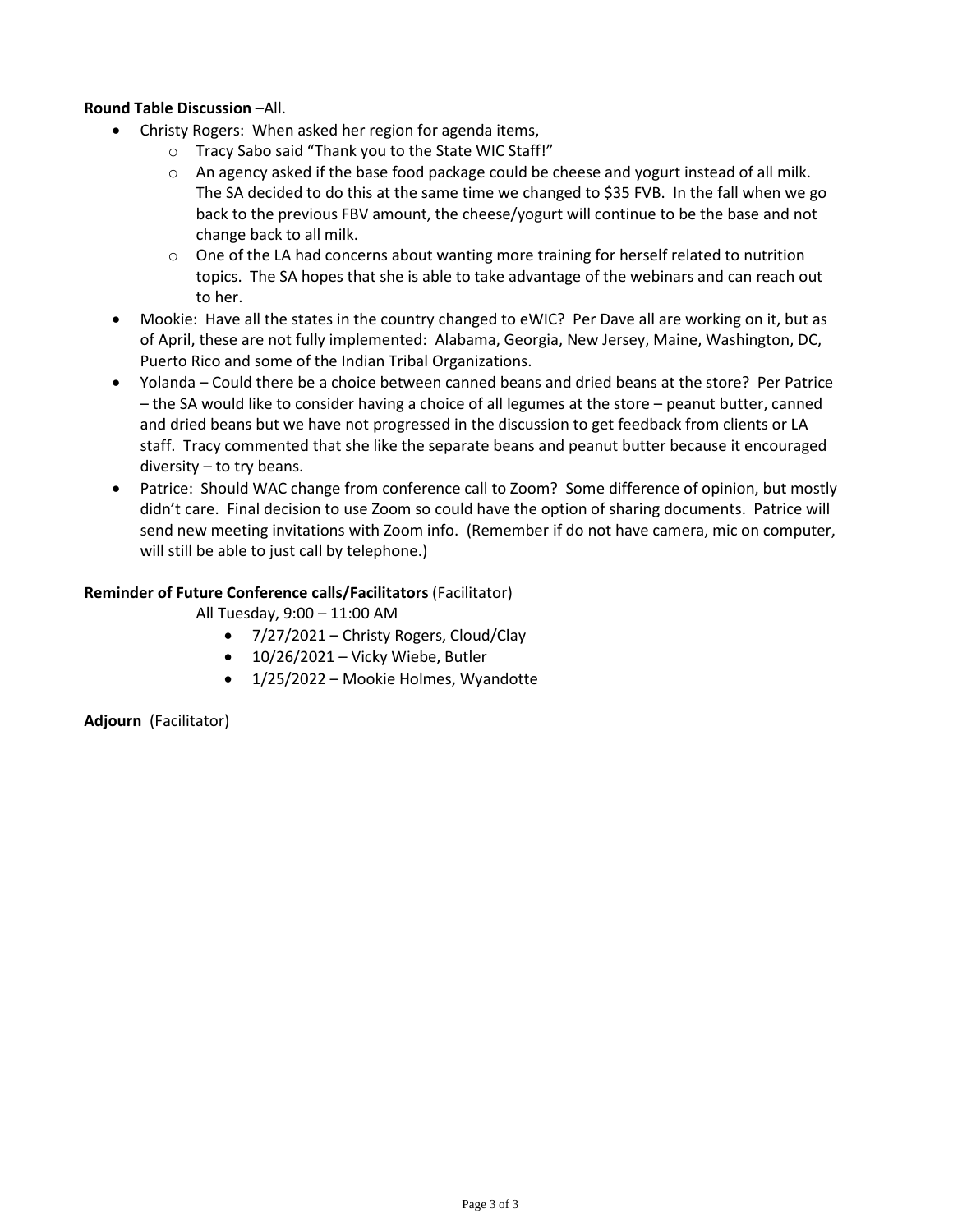**Round Table Discussion** –All.

- Christy Rogers: When asked her region for agenda items,
    - Tracy Sabo said "Thank you to the State WIC Staff!"
    - An agency asked if the base food package could be cheese and yogurt instead of all milk. The SA decided to do this at the same time we changed to $35 FVB. In the fall when we go back to the previous FBV amount, the cheese/yogurt will continue to be the base and not change back to all milk.
    - One of the LA had concerns about wanting more training for herself related to nutrition topics. The SA hopes that she is able to take advantage of the webinars and can reach out to her.
- Mookie: Have all the states in the country changed to eWIC? Per Dave all are working on it, but as of April, these are not fully implemented: Alabama, Georgia, New Jersey, Maine, Washington, DC, Puerto Rico and some of the Indian Tribal Organizations.
- Yolanda – Could there be a choice between canned beans and dried beans at the store? Per Patrice – the SA would like to consider having a choice of all legumes at the store – peanut butter, canned and dried beans but we have not progressed in the discussion to get feedback from clients or LA staff. Tracy commented that she like the separate beans and peanut butter because it encouraged diversity – to try beans.
- Patrice: Should WAC change from conference call to Zoom? Some difference of opinion, but mostly didn't care. Final decision to use Zoom so could have the option of sharing documents. Patrice will send new meeting invitations with Zoom info. (Remember if do not have camera, mic on computer, will still be able to just call by telephone.)

**Reminder of Future Conference calls/Facilitators** (Facilitator)

All Tuesday, 9:00 – 11:00 AM

- 7/27/2021 – Christy Rogers, Cloud/Clay
- 10/26/2021 – Vicky Wiebe, Butler
- 1/25/2022 – Mookie Holmes, Wyandotte

**Adjourn** (Facilitator)